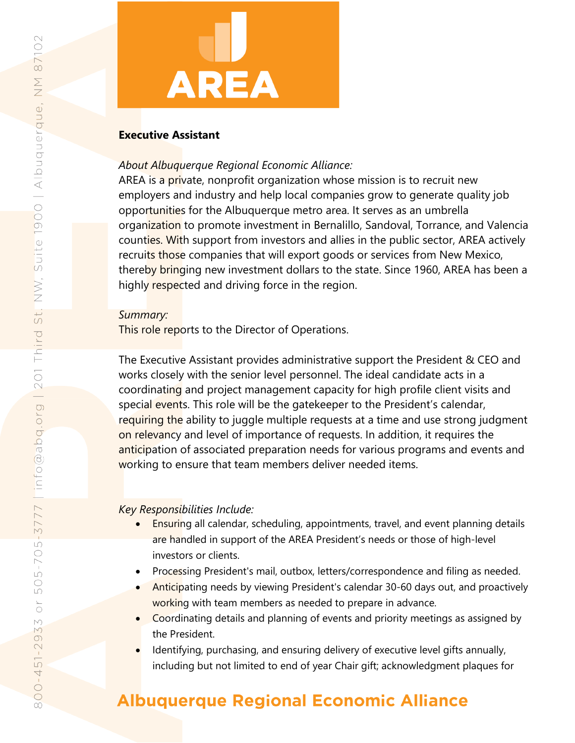# Executive Assistant

*About Albuquerque Regional Economic Alliance:*

AREA is a private, nonprofit organization whose mission is to recruit new employers and industry and help local companies grow to generate quality job opportunities for the Albuquerque metro area. It serves as an umbrella organization to promote investment in Bernalillo, Sandoval, Torrance, and Valencia counties. With support from investors and allies in the public sector, AREA actively recruits those companies that will export goods or services from New Mexico, thereby bringing new investment dollars to the state. Since 1960, AREA has been a highly respected and driving force in the region.

*Summary:*

This role reports to the Director of Operations.

The Executive Assistant provides administrative support the President & CEO and works closely with the senior level personnel. The ideal candidate acts in a coordinating and project management capacity for high profile client visits and special events. This role will be the gatekeeper to the President's calendar, requiring the ability to juggle multiple requests at a time and use strong judgment on relevancy and level of importance of requests. In addition, it requires the anticipation of associated preparation needs for various programs and events and working to ensure that team members deliver needed items.

*Key Responsibilities Include:*

- Ensuring all calendar, scheduling, appointments, travel, and event planning details are handled in support of the AREA President's needs or those of high-level investors or clients.
- Processing President's mail, outbox, letters/correspondence and filing as needed.
- Anticipating needs by viewing President's calendar 30-60 days out, and proactively working with team members as needed to prepare in advance.
- Coordinating details and planning of events and priority meetings as assigned by the President.
- Identifying, purchasing, and ensuring delivery of executive level gifts annually, including but not limited to end of year Chair gift; acknowledgment plaques for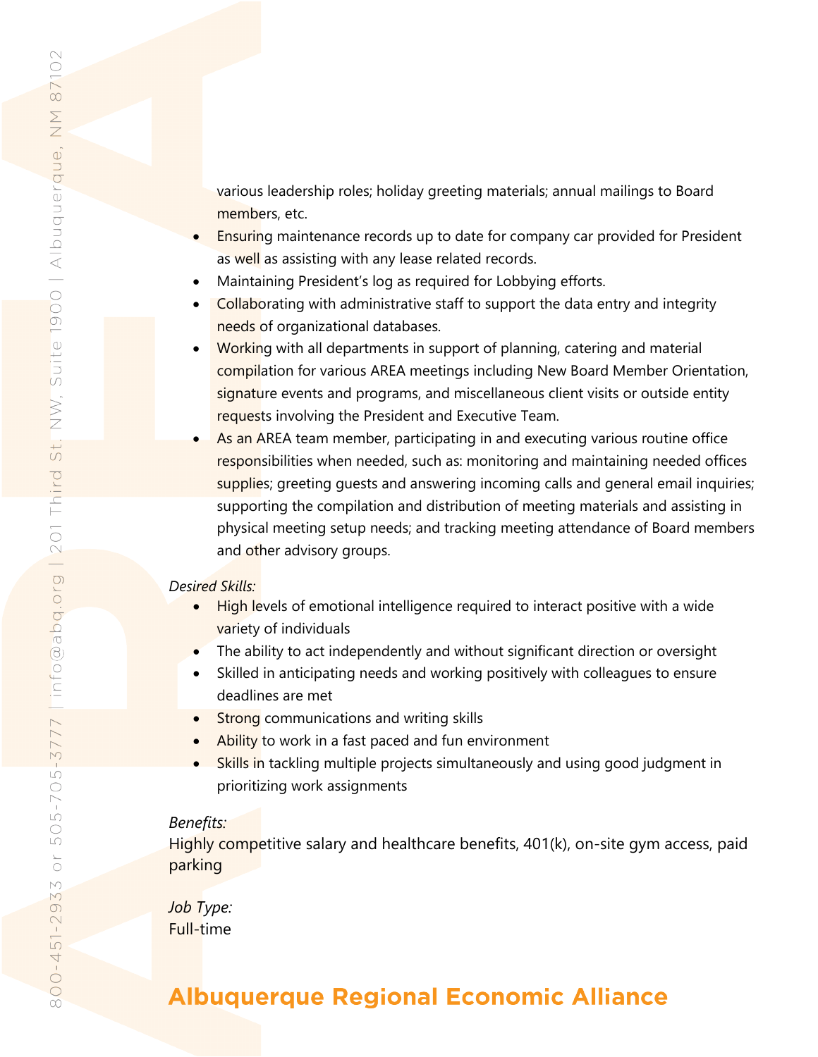various leadership roles; holiday greeting materials; annual mailings to Board members, etc.

- Ensuring maintenance records up to date for company car provided for President as well as assisting with any lease related records.
- Maintaining President's log as required for Lobbying efforts.
- Collaborating with administrative staff to support the data entry and integrity needs of organizational databases.
- Working with all departments in support of planning, catering and material compilation for various AREA meetings including New Board Member Orientation, signature events and programs, and miscellaneous client visits or outside entity requests involving the President and Executive Team.
- As an AREA team member, participating in and executing various routine office responsibilities when needed, such as: monitoring and maintaining needed offices supplies; greeting guests and answering incoming calls and general email inquiries; supporting the compilation and distribution of meeting materials and assisting in physical meeting setup needs; and tracking meeting attendance of Board members and other advisory groups.

*Desired Skills:*

- High levels of emotional intelligence required to interact positive with a wide variety of individuals
- The ability to act independently and without significant direction or oversight
- Skilled in anticipating needs and working positively with colleagues to ensure deadlines are met
- Strong communications and writing skills
- Ability to work in a fast paced and fun environment
- Skills in tackling multiple projects simultaneously and using good judgment in prioritizing work assignments

*Benefits:*

Highly competitive salary and healthcare benefits, 401(k), on-site gym access, paid parking

*Job Type:*

Full-time

## Albuquerque Regional Economic Alliance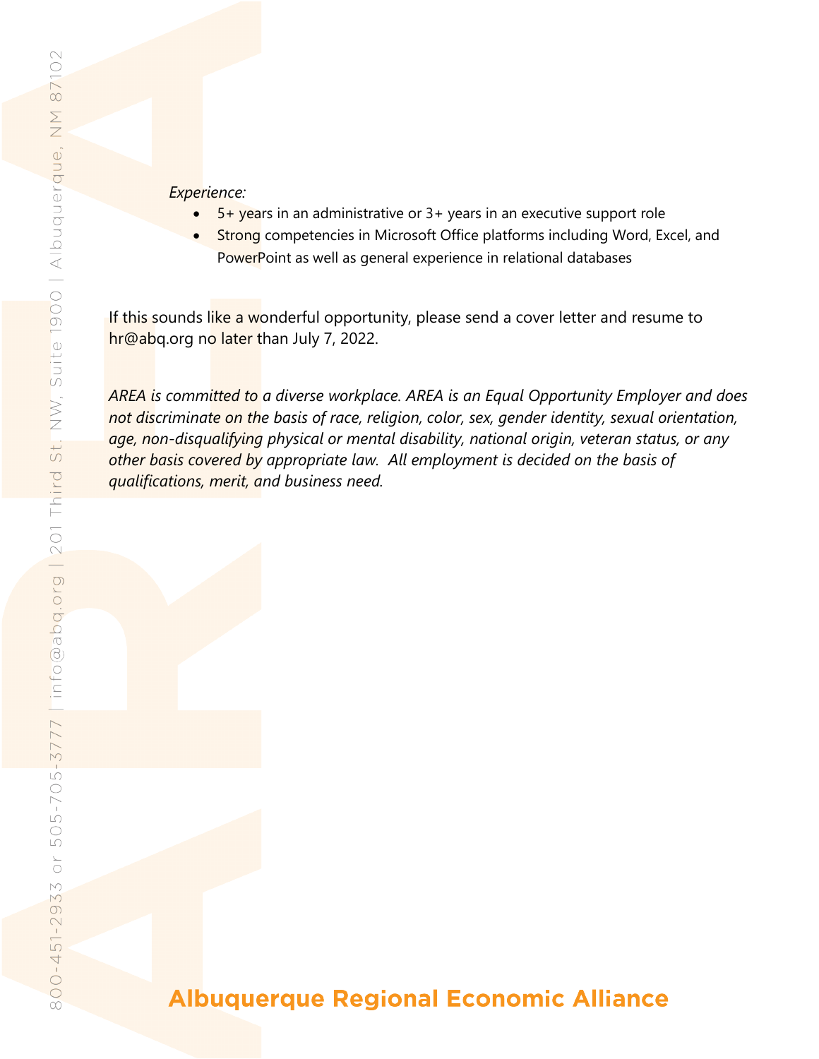*Experience:*

- 5+ years in an administrative or 3+ years in an executive support role
- Strong competencies in Microsoft Office platforms including Word, Excel, and PowerPoint as well as general experience in relational databases

If this sounds like a wonderful opportunity, please send a cover letter and resume to hr@abq.org no later than July 7, 2022.

*AREA is committed to a diverse workplace. AREA is an Equal Opportunity Employer and does not discriminate on the basis of race, religion, color, sex, gender identity, sexual orientation, age, non-disqualifying physical or mental disability, national origin, veteran status, or any other basis covered by appropriate law. All employment is decided on the basis of qualifications, merit, and business need.*